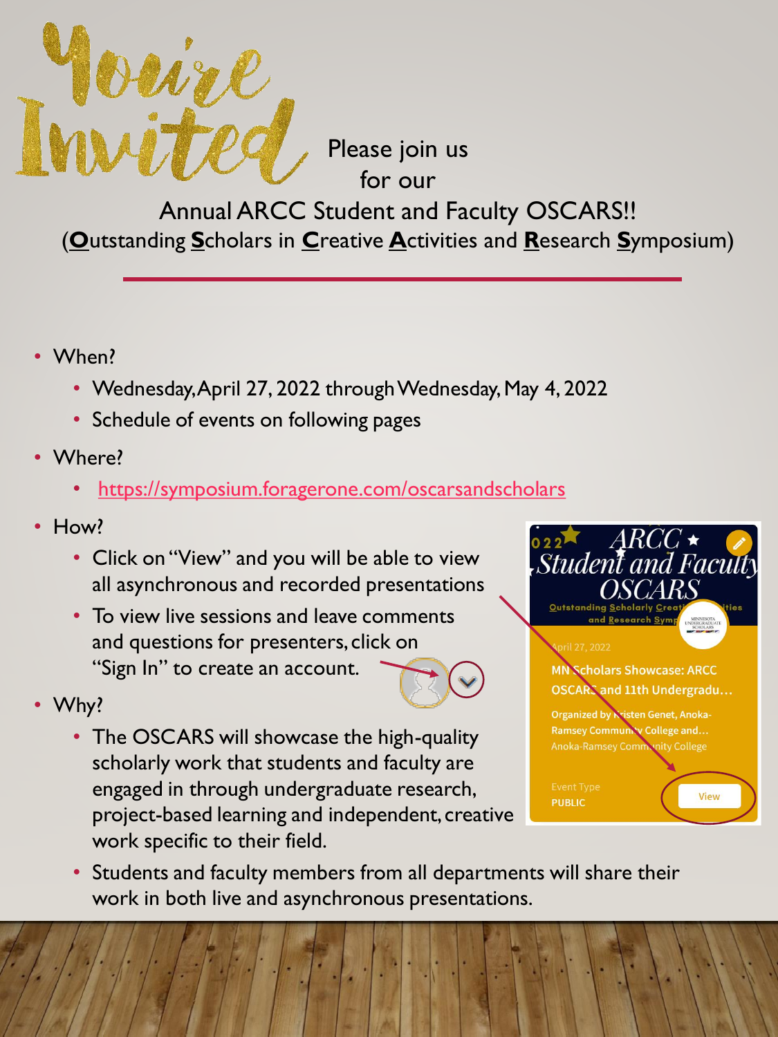# You're Invited

Please join us for our

## Annual ARCC Student and Faculty OSCARS!!

(**O**utstanding **S**cholars in **C**reative **A**ctivities and **R**esearch **S**ymposium)

- When?
  - Wednesday, April 27, 2022 through Wednesday, May 4, 2022
  - Schedule of events on following pages
- Where?
  - https://symposium.foragerone.com/oscarsandscholars
- How?
  - Click on "View" and you will be able to view all asynchronous and recorded presentations
  - To view live sessions and leave comments and questions for presenters, click on "Sign In" to create an account.
- Why?
  - The OSCARS will showcase the high-quality scholarly work that students and faculty are engaged in through undergraduate research, project-based learning and independent, creative work specific to their field.
  - Students and faculty members from all departments will share their work in both live and asynchronous presentations.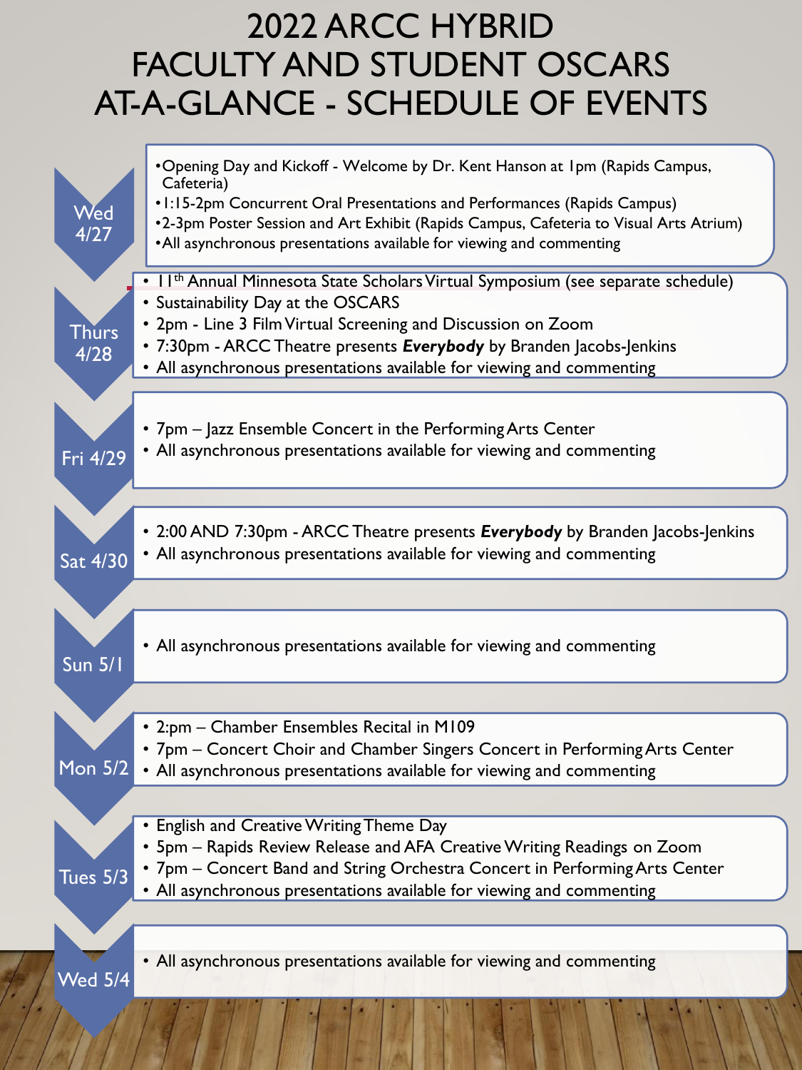# 2022 ARCC HYBRID FACULTY AND STUDENT OSCARS AT-A-GLANCE - SCHEDULE OF EVENTS

**Wed 4/27**

- Opening Day and Kickoff - Welcome by Dr. Kent Hanson at 1pm (Rapids Campus, Cafeteria)
- 1:15-2pm Concurrent Oral Presentations and Performances (Rapids Campus)
- 2-3pm Poster Session and Art Exhibit (Rapids Campus, Cafeteria to Visual Arts Atrium)
- All asynchronous presentations available for viewing and commenting

**Thurs 4/28**

- 11th Annual Minnesota State Scholars Virtual Symposium (see separate schedule)
- Sustainability Day at the OSCARS
- 2pm - Line 3 Film Virtual Screening and Discussion on Zoom
- 7:30pm - ARCC Theatre presents ***Everybody*** by Branden Jacobs-Jenkins
- All asynchronous presentations available for viewing and commenting

**Fri 4/29**

- 7pm – Jazz Ensemble Concert in the Performing Arts Center
- All asynchronous presentations available for viewing and commenting

**Sat 4/30**

- 2:00 AND 7:30pm - ARCC Theatre presents ***Everybody*** by Branden Jacobs-Jenkins
- All asynchronous presentations available for viewing and commenting

**Sun 5/1**

- All asynchronous presentations available for viewing and commenting

**Mon 5/2**

- 2:pm – Chamber Ensembles Recital in M109
- 7pm – Concert Choir and Chamber Singers Concert in Performing Arts Center
- All asynchronous presentations available for viewing and commenting

**Tues 5/3**

- English and Creative Writing Theme Day
- 5pm – Rapids Review Release and AFA Creative Writing Readings on Zoom
- 7pm – Concert Band and String Orchestra Concert in Performing Arts Center
- All asynchronous presentations available for viewing and commenting

**Wed 5/4**

- All asynchronous presentations available for viewing and commenting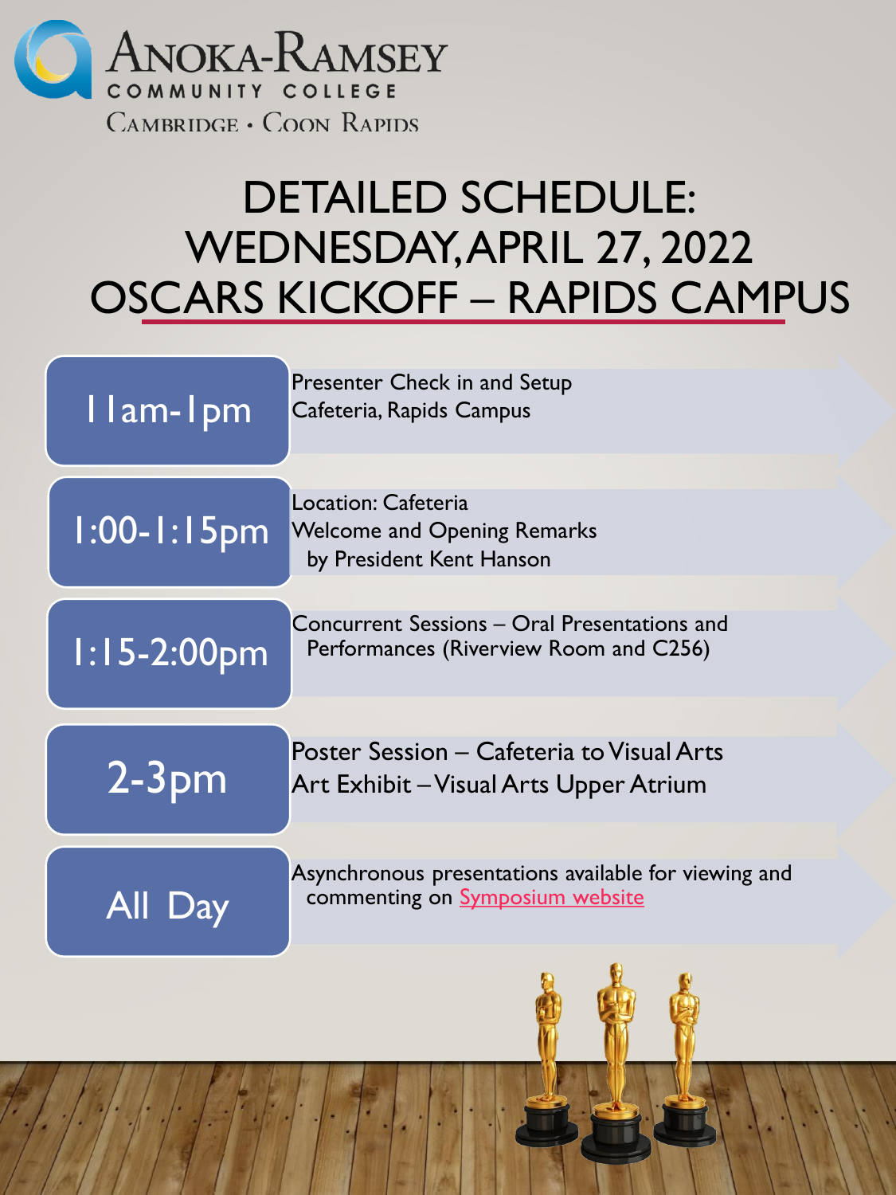Anoka-Ramsey Community College

Cambridge • Coon Rapids

# DETAILED SCHEDULE: WEDNESDAY, APRIL 27, 2022 OSCARS KICKOFF – RAPIDS CAMPUS

| Time | Event |
| --- | --- |
| 11am-1pm | Presenter Check in and Setup<br>Cafeteria, Rapids Campus |
| 1:00-1:15pm | Location: Cafeteria<br>Welcome and Opening Remarks by President Kent Hanson |
| 1:15-2:00pm | Concurrent Sessions – Oral Presentations and Performances (Riverview Room and C256) |
| 2-3pm | Poster Session – Cafeteria to Visual Arts<br>Art Exhibit – Visual Arts Upper Atrium |
| All Day | Asynchronous presentations available for viewing and commenting on Symposium website |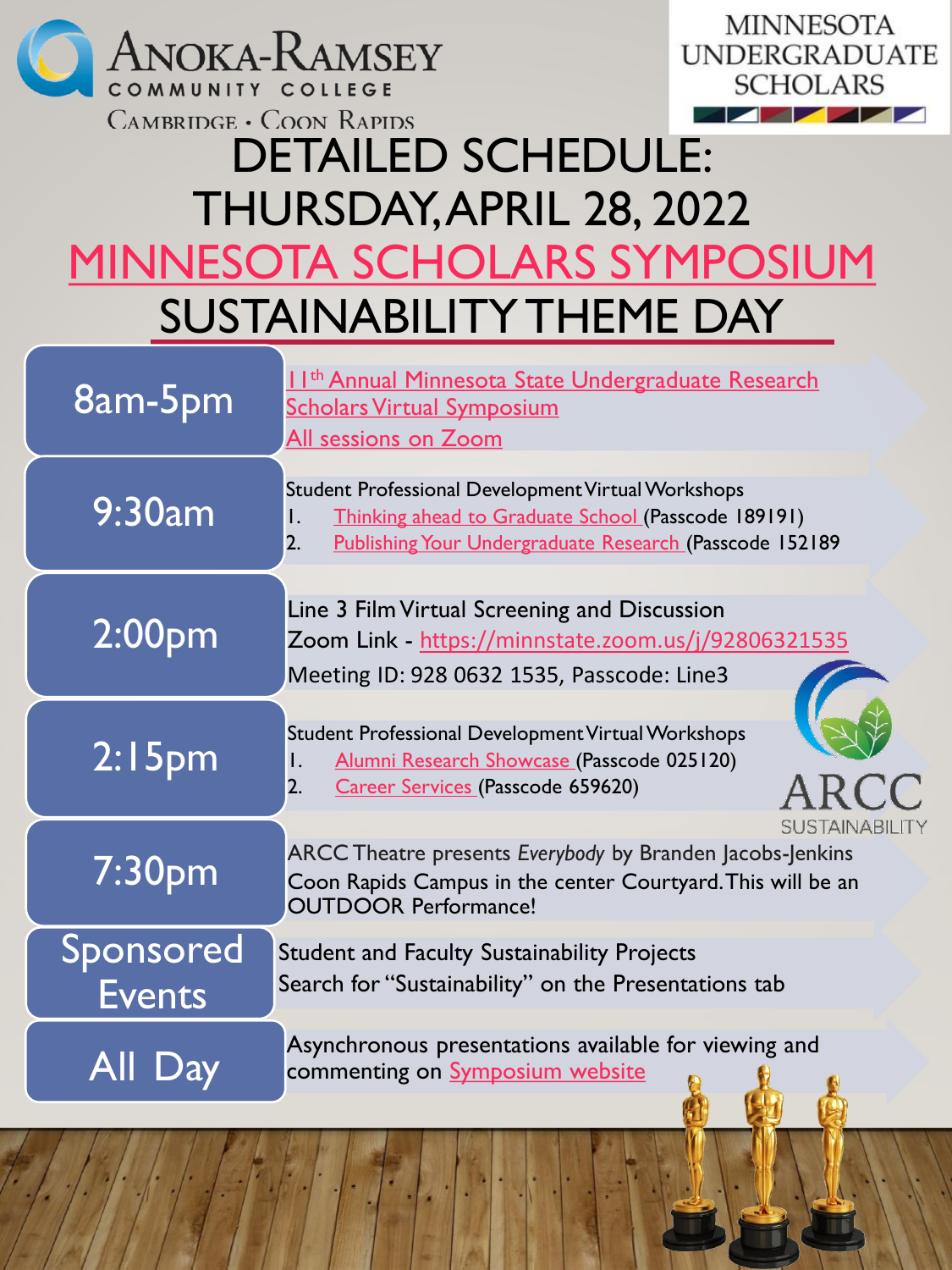ANOKA-RAMSEY COMMUNITY COLLEGE
CAMBRIDGE • COON RAPIDS

MINNESOTA UNDERGRADUATE SCHOLARS

# DETAILED SCHEDULE: THURSDAY, APRIL 28, 2022

# MINNESOTA SCHOLARS SYMPOSIUM

# SUSTAINABILITY THEME DAY

| Time | Event |
|---|---|
| 8am-5pm | 11th Annual Minnesota State Undergraduate Research Scholars Virtual Symposium<br>All sessions on Zoom |
| 9:30am | Student Professional Development Virtual Workshops<br>1. Thinking ahead to Graduate School (Passcode 189191)<br>2. Publishing Your Undergraduate Research (Passcode 152189 |
| 2:00pm | Line 3 Film Virtual Screening and Discussion<br>Zoom Link - https://minnstate.zoom.us/j/92806321535<br>Meeting ID: 928 0632 1535, Passcode: Line3 |
| 2:15pm | Student Professional Development Virtual Workshops<br>1. Alumni Research Showcase (Passcode 025120)<br>2. Career Services (Passcode 659620) |
| 7:30pm | ARCC Theatre presents *Everybody* by Branden Jacobs-Jenkins<br>Coon Rapids Campus in the center Courtyard. This will be an OUTDOOR Performance! |
| Sponsored Events | Student and Faculty Sustainability Projects<br>Search for "Sustainability" on the Presentations tab |
| All Day | Asynchronous presentations available for viewing and commenting on Symposium website |

ARCC SUSTAINABILITY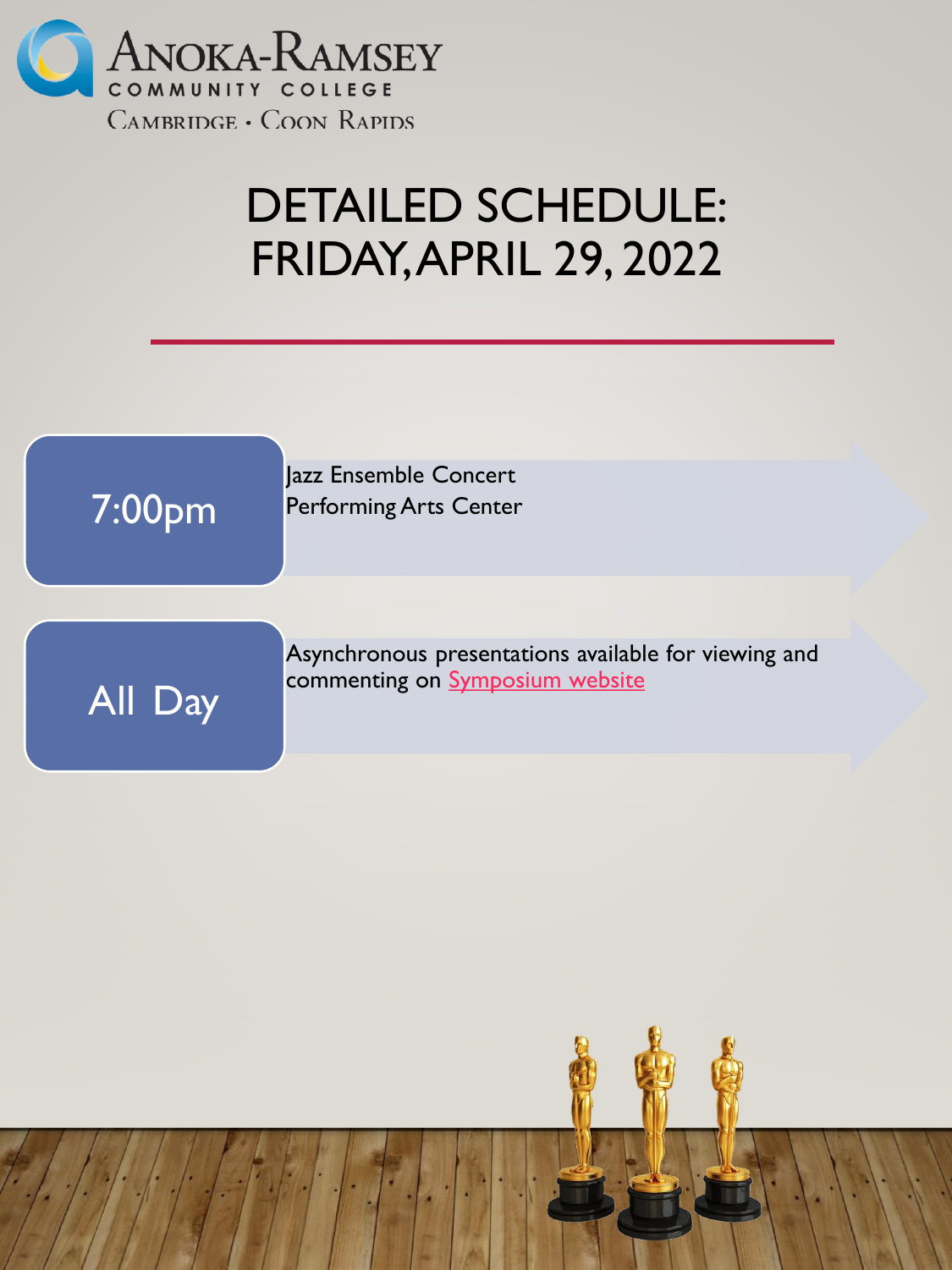Anoka-Ramsey Community College
Cambridge • Coon Rapids

# DETAILED SCHEDULE: FRIDAY, APRIL 29, 2022

| Time | Event |
| --- | --- |
| 7:00pm | Jazz Ensemble Concert<br>Performing Arts Center |
| All Day | Asynchronous presentations available for viewing and commenting on [Symposium website]() |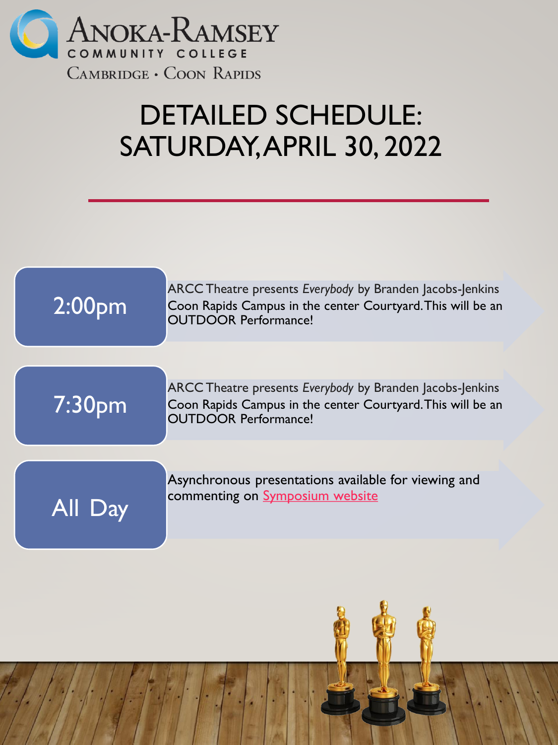Anoka-Ramsey Community College

Cambridge • Coon Rapids

# DETAILED SCHEDULE: SATURDAY, APRIL 30, 2022

**2:00pm**

ARCC Theatre presents *Everybody* by Branden Jacobs-Jenkins
Coon Rapids Campus in the center Courtyard. This will be an OUTDOOR Performance!

**7:30pm**

ARCC Theatre presents *Everybody* by Branden Jacobs-Jenkins
Coon Rapids Campus in the center Courtyard. This will be an OUTDOOR Performance!

**All Day**

Asynchronous presentations available for viewing and commenting on Symposium website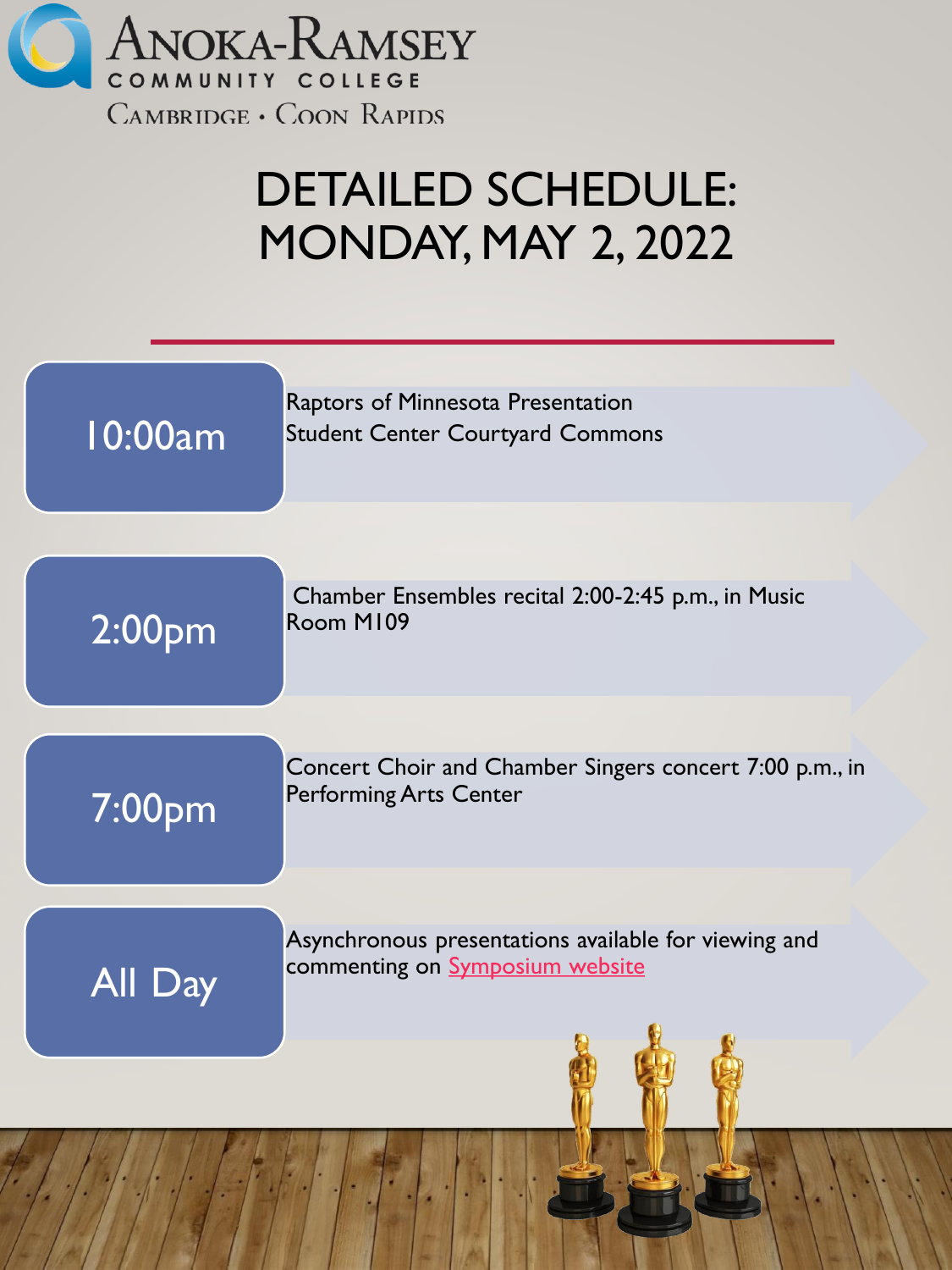Anoka-Ramsey Community College

Cambridge • Coon Rapids

# DETAILED SCHEDULE: MONDAY, MAY 2, 2022

| Time | Event |
| --- | --- |
| 10:00am | Raptors of Minnesota Presentation<br>Student Center Courtyard Commons |
| 2:00pm | Chamber Ensembles recital 2:00-2:45 p.m., in Music Room M109 |
| 7:00pm | Concert Choir and Chamber Singers concert 7:00 p.m., in Performing Arts Center |
| All Day | Asynchronous presentations available for viewing and commenting on Symposium website |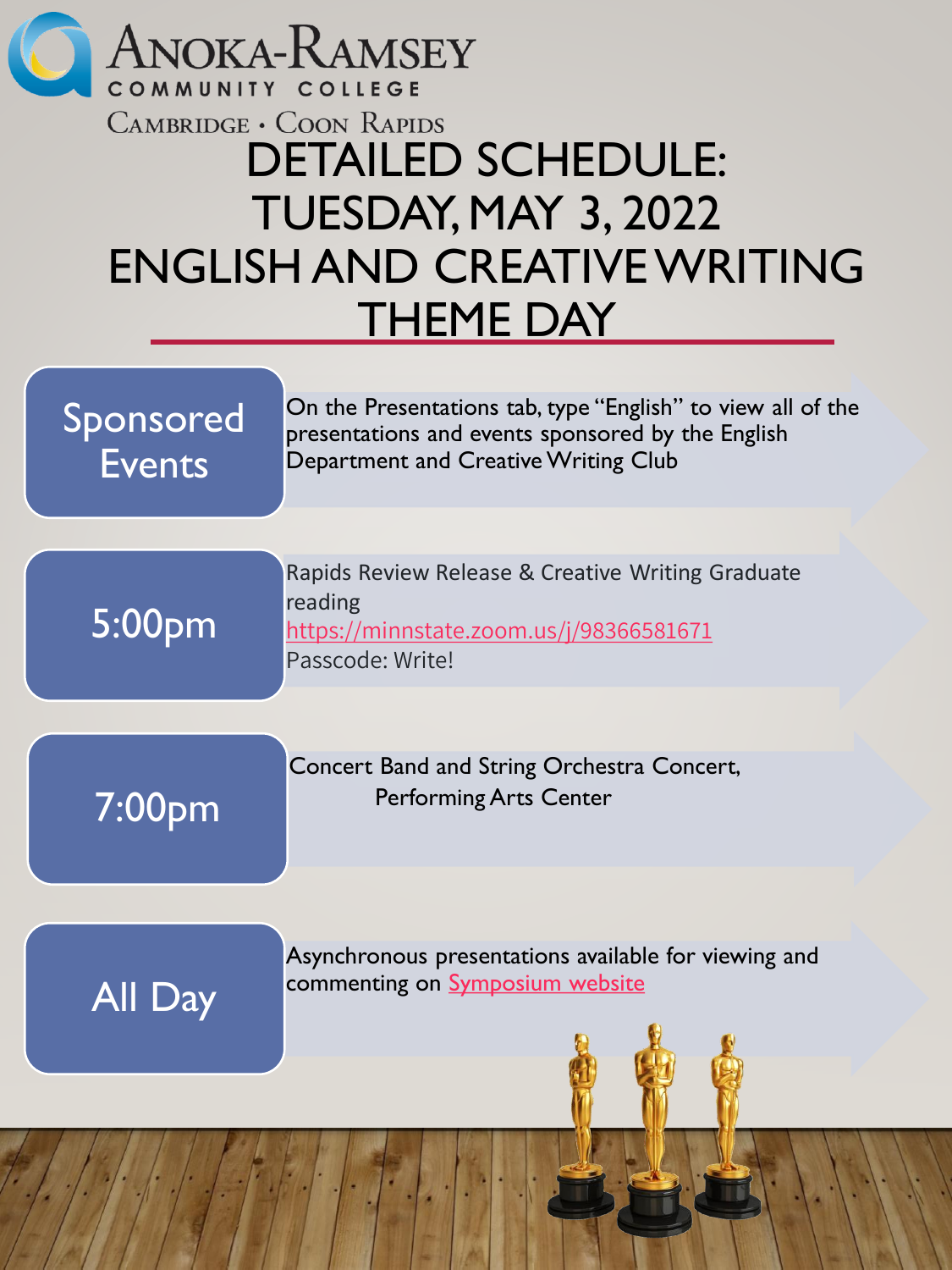Anoka-Ramsey Community College
Cambridge • Coon Rapids

# DETAILED SCHEDULE: TUESDAY, MAY 3, 2022 ENGLISH AND CREATIVE WRITING THEME DAY

**Sponsored Events**

On the Presentations tab, type "English" to view all of the presentations and events sponsored by the English Department and Creative Writing Club

**5:00pm**

Rapids Review Release & Creative Writing Graduate reading
https://minnstate.zoom.us/j/98366581671
Passcode: Write!

**7:00pm**

Concert Band and String Orchestra Concert, Performing Arts Center

**All Day**

Asynchronous presentations available for viewing and commenting on Symposium website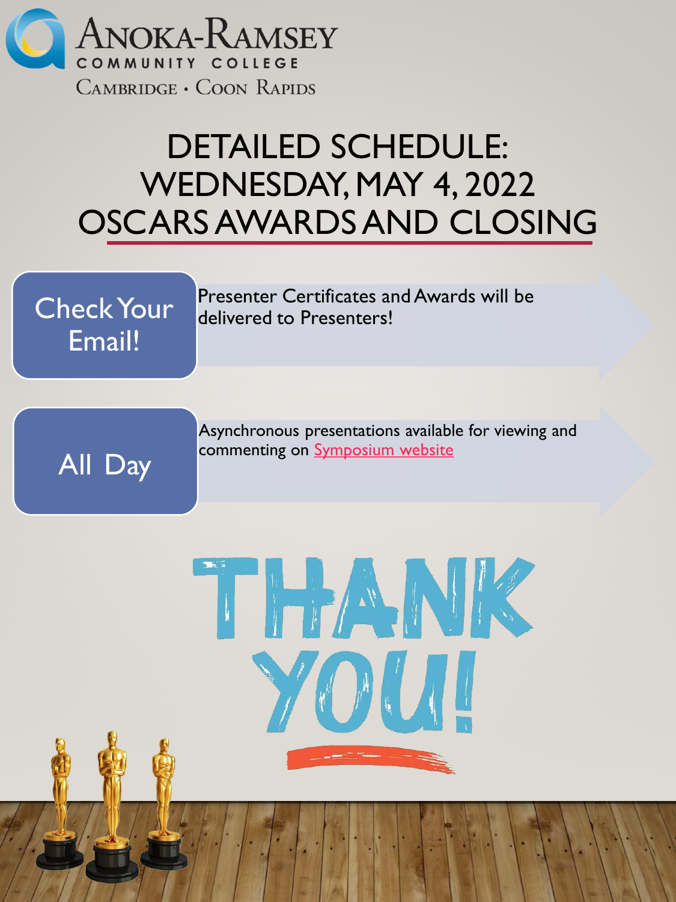ANOKA-RAMSEY COMMUNITY COLLEGE

CAMBRIDGE • COON RAPIDS

# DETAILED SCHEDULE: WEDNESDAY, MAY 4, 2022 OSCARS AWARDS AND CLOSING

**Check Your Email!**

Presenter Certificates and Awards will be delivered to Presenters!

**All Day**

Asynchronous presentations available for viewing and commenting on Symposium website

THANK YOU!